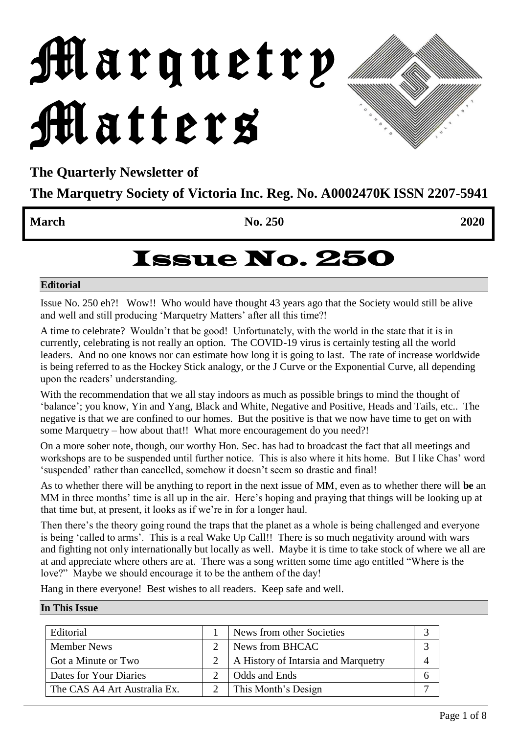# Marquetry Matters

**The Quarterly Newsletter of**

**The Marquetry Society of Victoria Inc. Reg. No. A0002470K ISSN 2207-5941**

| **March** | **No. 250** | **2020** |
|---|---|---|

# Issue No. 250

## Editorial

Issue No. 250 eh?! Wow!! Who would have thought 43 years ago that the Society would still be alive and well and still producing 'Marquetry Matters' after all this time?!

A time to celebrate? Wouldn't that be good! Unfortunately, with the world in the state that it is in currently, celebrating is not really an option. The COVID-19 virus is certainly testing all the world leaders. And no one knows nor can estimate how long it is going to last. The rate of increase worldwide is being referred to as the Hockey Stick analogy, or the J Curve or the Exponential Curve, all depending upon the readers' understanding.

With the recommendation that we all stay indoors as much as possible brings to mind the thought of 'balance'; you know, Yin and Yang, Black and White, Negative and Positive, Heads and Tails, etc.. The negative is that we are confined to our homes. But the positive is that we now have time to get on with some Marquetry – how about that!! What more encouragement do you need?!

On a more sober note, though, our worthy Hon. Sec. has had to broadcast the fact that all meetings and workshops are to be suspended until further notice. This is also where it hits home. But I like Chas' word 'suspended' rather than cancelled, somehow it doesn't seem so drastic and final!

As to whether there will be anything to report in the next issue of MM, even as to whether there will **be** an MM in three months' time is all up in the air. Here's hoping and praying that things will be looking up at that time but, at present, it looks as if we're in for a longer haul.

Then there's the theory going round the traps that the planet as a whole is being challenged and everyone is being 'called to arms'. This is a real Wake Up Call!! There is so much negativity around with wars and fighting not only internationally but locally as well. Maybe it is time to take stock of where we all are at and appreciate where others are at. There was a song written some time ago entitled "Where is the love?" Maybe we should encourage it to be the anthem of the day!

Hang in there everyone! Best wishes to all readers. Keep safe and well.

## In This Issue

| | | | |
|---|---|---|---|
| Editorial | 1 | News from other Societies | 3 |
| Member News | 2 | News from BHCAC | 3 |
| Got a Minute or Two | 2 | A History of Intarsia and Marquetry | 4 |
| Dates for Your Diaries | 2 | Odds and Ends | 6 |
| The CAS A4 Art Australia Ex. | 2 | This Month's Design | 7 |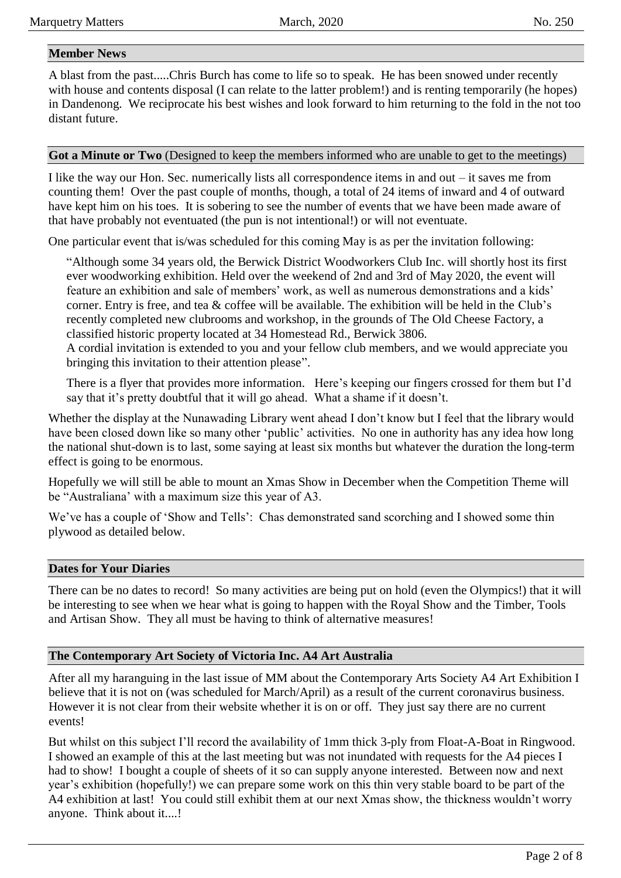## Member News

A blast from the past.....Chris Burch has come to life so to speak. He has been snowed under recently with house and contents disposal (I can relate to the latter problem!) and is renting temporarily (he hopes) in Dandenong. We reciprocate his best wishes and look forward to him returning to the fold in the not too distant future.

## Got a Minute or Two (Designed to keep the members informed who are unable to get to the meetings)

I like the way our Hon. Sec. numerically lists all correspondence items in and out – it saves me from counting them! Over the past couple of months, though, a total of 24 items of inward and 4 of outward have kept him on his toes. It is sobering to see the number of events that we have been made aware of that have probably not eventuated (the pun is not intentional!) or will not eventuate.

One particular event that is/was scheduled for this coming May is as per the invitation following:

> "Although some 34 years old, the Berwick District Woodworkers Club Inc. will shortly host its first ever woodworking exhibition. Held over the weekend of 2nd and 3rd of May 2020, the event will feature an exhibition and sale of members' work, as well as numerous demonstrations and a kids' corner. Entry is free, and tea & coffee will be available. The exhibition will be held in the Club's recently completed new clubrooms and workshop, in the grounds of The Old Cheese Factory, a classified historic property located at 34 Homestead Rd., Berwick 3806.
> A cordial invitation is extended to you and your fellow club members, and we would appreciate you bringing this invitation to their attention please".
>
> There is a flyer that provides more information. Here's keeping our fingers crossed for them but I'd say that it's pretty doubtful that it will go ahead. What a shame if it doesn't.

Whether the display at the Nunawading Library went ahead I don't know but I feel that the library would have been closed down like so many other 'public' activities. No one in authority has any idea how long the national shut-down is to last, some saying at least six months but whatever the duration the long-term effect is going to be enormous.

Hopefully we will still be able to mount an Xmas Show in December when the Competition Theme will be "Australiana' with a maximum size this year of A3.

We've has a couple of 'Show and Tells': Chas demonstrated sand scorching and I showed some thin plywood as detailed below.

## Dates for Your Diaries

There can be no dates to record! So many activities are being put on hold (even the Olympics!) that it will be interesting to see when we hear what is going to happen with the Royal Show and the Timber, Tools and Artisan Show. They all must be having to think of alternative measures!

## The Contemporary Art Society of Victoria Inc. A4 Art Australia

After all my haranguing in the last issue of MM about the Contemporary Arts Society A4 Art Exhibition I believe that it is not on (was scheduled for March/April) as a result of the current coronavirus business. However it is not clear from their website whether it is on or off. They just say there are no current events!

But whilst on this subject I'll record the availability of 1mm thick 3-ply from Float-A-Boat in Ringwood. I showed an example of this at the last meeting but was not inundated with requests for the A4 pieces I had to show! I bought a couple of sheets of it so can supply anyone interested. Between now and next year's exhibition (hopefully!) we can prepare some work on this thin very stable board to be part of the A4 exhibition at last! You could still exhibit them at our next Xmas show, the thickness wouldn't worry anyone. Think about it....!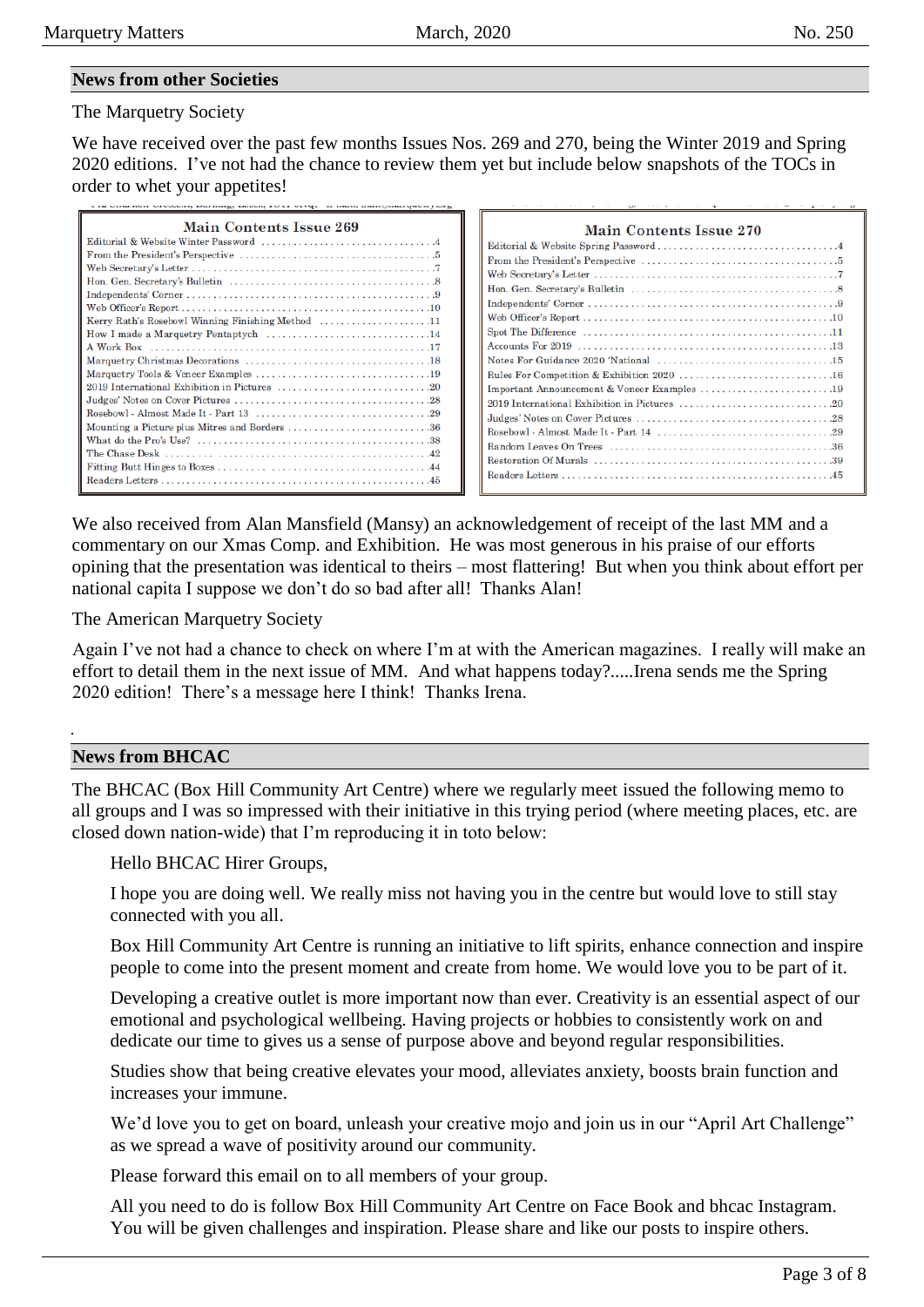## News from other Societies

The Marquetry Society

We have received over the past few months Issues Nos. 269 and 270, being the Winter 2019 and Spring 2020 editions. I've not had the chance to review them yet but include below snapshots of the TOCs in order to whet your appetites!

**Main Contents Issue 269**

| Item | Page |
|---|---|
| Editorial & Website Winter Password | 4 |
| From the President's Perspective | 5 |
| Web Secretary's Letter | 7 |
| Hon. Gen. Secretary's Bulletin | 8 |
| Independents' Corner | 9 |
| Web Officer's Report | 10 |
| Kerry Rath's Rosebowl Winning Finishing Method | 11 |
| How I made a Marquetry Pentaptych | 14 |
| A Work Box | 17 |
| Marquetry Christmas Decorations | 18 |
| Marquetry Tools & Veneer Examples | 19 |
| 2019 International Exhibition in Pictures | 20 |
| Judges' Notes on Cover Pictures | 28 |
| Rosebowl - Almost Made It - Part 13 | 29 |
| Mounting a Picture plus Mitres and Borders | 36 |
| What do the Pro's Use? | 38 |
| The Chase Desk | 42 |
| Fitting Butt Hinges to Boxes | 44 |
| Readers Letters | 45 |

**Main Contents Issue 270**

| Item | Page |
|---|---|
| Editorial & Website Spring Password | 4 |
| From the President's Perspective | 5 |
| Web Secretary's Letter | 7 |
| Hon. Gen. Secretary's Bulletin | 8 |
| Independents' Corner | 9 |
| Web Officer's Report | 10 |
| Spot The Difference | 11 |
| Accounts For 2019 | 13 |
| Notes For Guidance 2020 'National | 15 |
| Rules For Competition & Exhibition 2020 | 16 |
| Important Announcement & Veneer Examples | 19 |
| 2019 International Exhibition in Pictures | 20 |
| Judges' Notes on Cover Pictures | 28 |
| Rosebowl - Almost Made It - Part 14 | 29 |
| Random Leaves On Trees | 36 |
| Restoration Of Murals | 39 |
| Readers Letters | 45 |

We also received from Alan Mansfield (Mansy) an acknowledgement of receipt of the last MM and a commentary on our Xmas Comp. and Exhibition. He was most generous in his praise of our efforts opining that the presentation was identical to theirs – most flattering! But when you think about effort per national capita I suppose we don't do so bad after all! Thanks Alan!

The American Marquetry Society

Again I've not had a chance to check on where I'm at with the American magazines. I really will make an effort to detail them in the next issue of MM. And what happens today?.....Irena sends me the Spring 2020 edition! There's a message here I think! Thanks Irena.

## News from BHCAC

The BHCAC (Box Hill Community Art Centre) where we regularly meet issued the following memo to all groups and I was so impressed with their initiative in this trying period (where meeting places, etc. are closed down nation-wide) that I'm reproducing it in toto below:

> Hello BHCAC Hirer Groups,
>
> I hope you are doing well. We really miss not having you in the centre but would love to still stay connected with you all.
>
> Box Hill Community Art Centre is running an initiative to lift spirits, enhance connection and inspire people to come into the present moment and create from home. We would love you to be part of it.
>
> Developing a creative outlet is more important now than ever. Creativity is an essential aspect of our emotional and psychological wellbeing. Having projects or hobbies to consistently work on and dedicate our time to gives us a sense of purpose above and beyond regular responsibilities.
>
> Studies show that being creative elevates your mood, alleviates anxiety, boosts brain function and increases your immune.
>
> We'd love you to get on board, unleash your creative mojo and join us in our "April Art Challenge" as we spread a wave of positivity around our community.
>
> Please forward this email on to all members of your group.
>
> All you need to do is follow Box Hill Community Art Centre on Face Book and bhcac Instagram. You will be given challenges and inspiration. Please share and like our posts to inspire others.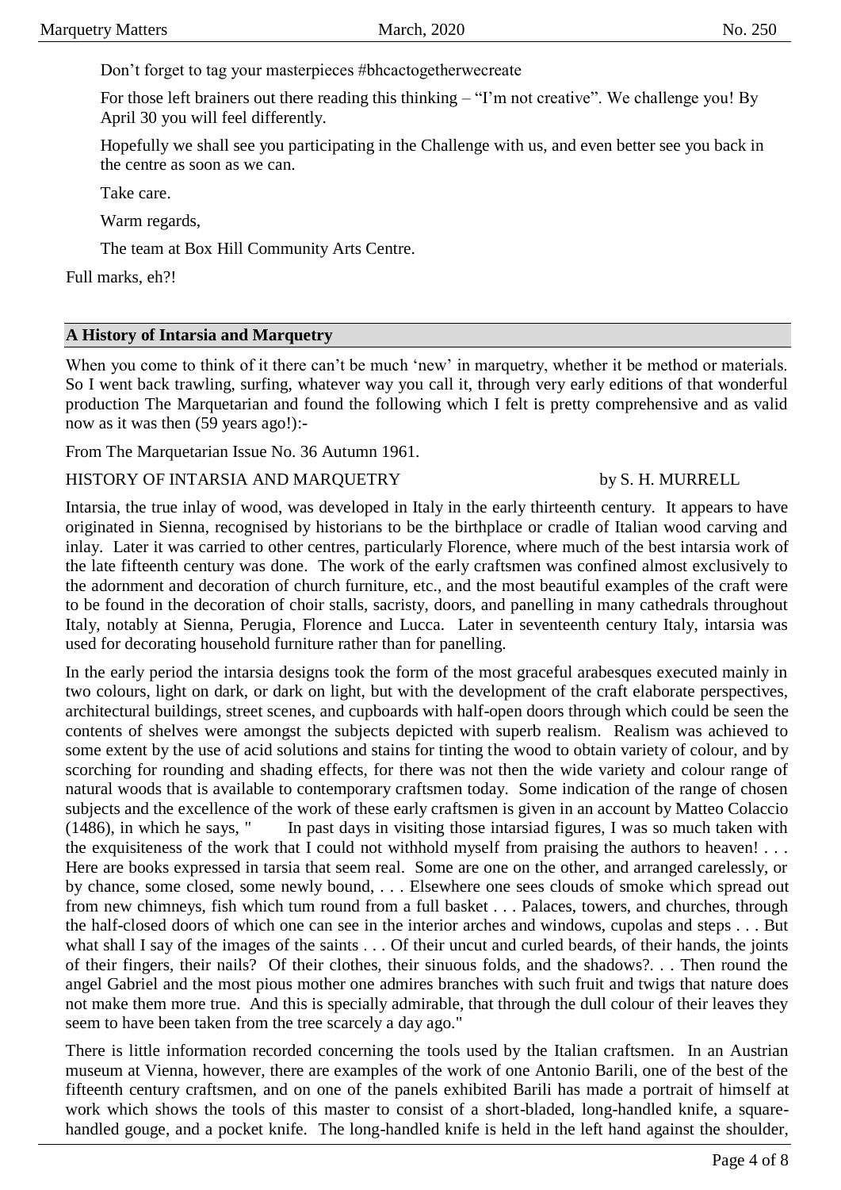Don't forget to tag your masterpieces #bhcactogetherwecreate

For those left brainers out there reading this thinking – "I'm not creative". We challenge you! By April 30 you will feel differently.

Hopefully we shall see you participating in the Challenge with us, and even better see you back in the centre as soon as we can.

Take care.

Warm regards,

The team at Box Hill Community Arts Centre.

Full marks, eh?!

## A History of Intarsia and Marquetry

When you come to think of it there can't be much 'new' in marquetry, whether it be method or materials. So I went back trawling, surfing, whatever way you call it, through very early editions of that wonderful production The Marquetarian and found the following which I felt is pretty comprehensive and as valid now as it was then (59 years ago!):-

From The Marquetarian Issue No. 36 Autumn 1961.

HISTORY OF INTARSIA AND MARQUETRY by S. H. MURRELL

Intarsia, the true inlay of wood, was developed in Italy in the early thirteenth century. It appears to have originated in Sienna, recognised by historians to be the birthplace or cradle of Italian wood carving and inlay. Later it was carried to other centres, particularly Florence, where much of the best intarsia work of the late fifteenth century was done. The work of the early craftsmen was confined almost exclusively to the adornment and decoration of church furniture, etc., and the most beautiful examples of the craft were to be found in the decoration of choir stalls, sacristy, doors, and panelling in many cathedrals throughout Italy, notably at Sienna, Perugia, Florence and Lucca. Later in seventeenth century Italy, intarsia was used for decorating household furniture rather than for panelling.

In the early period the intarsia designs took the form of the most graceful arabesques executed mainly in two colours, light on dark, or dark on light, but with the development of the craft elaborate perspectives, architectural buildings, street scenes, and cupboards with half-open doors through which could be seen the contents of shelves were amongst the subjects depicted with superb realism. Realism was achieved to some extent by the use of acid solutions and stains for tinting the wood to obtain variety of colour, and by scorching for rounding and shading effects, for there was not then the wide variety and colour range of natural woods that is available to contemporary craftsmen today. Some indication of the range of chosen subjects and the excellence of the work of these early craftsmen is given in an account by Matteo Colaccio (1486), in which he says, " In past days in visiting those intarsiad figures, I was so much taken with the exquisiteness of the work that I could not withhold myself from praising the authors to heaven! . . . Here are books expressed in tarsia that seem real. Some are one on the other, and arranged carelessly, or by chance, some closed, some newly bound, . . . Elsewhere one sees clouds of smoke which spread out from new chimneys, fish which tum round from a full basket . . . Palaces, towers, and churches, through the half-closed doors of which one can see in the interior arches and windows, cupolas and steps . . . But what shall I say of the images of the saints . . . Of their uncut and curled beards, of their hands, the joints of their fingers, their nails? Of their clothes, their sinuous folds, and the shadows?. . . Then round the angel Gabriel and the most pious mother one admires branches with such fruit and twigs that nature does not make them more true. And this is specially admirable, that through the dull colour of their leaves they seem to have been taken from the tree scarcely a day ago."

There is little information recorded concerning the tools used by the Italian craftsmen. In an Austrian museum at Vienna, however, there are examples of the work of one Antonio Barili, one of the best of the fifteenth century craftsmen, and on one of the panels exhibited Barili has made a portrait of himself at work which shows the tools of this master to consist of a short-bladed, long-handled knife, a square-handled gouge, and a pocket knife. The long-handled knife is held in the left hand against the shoulder,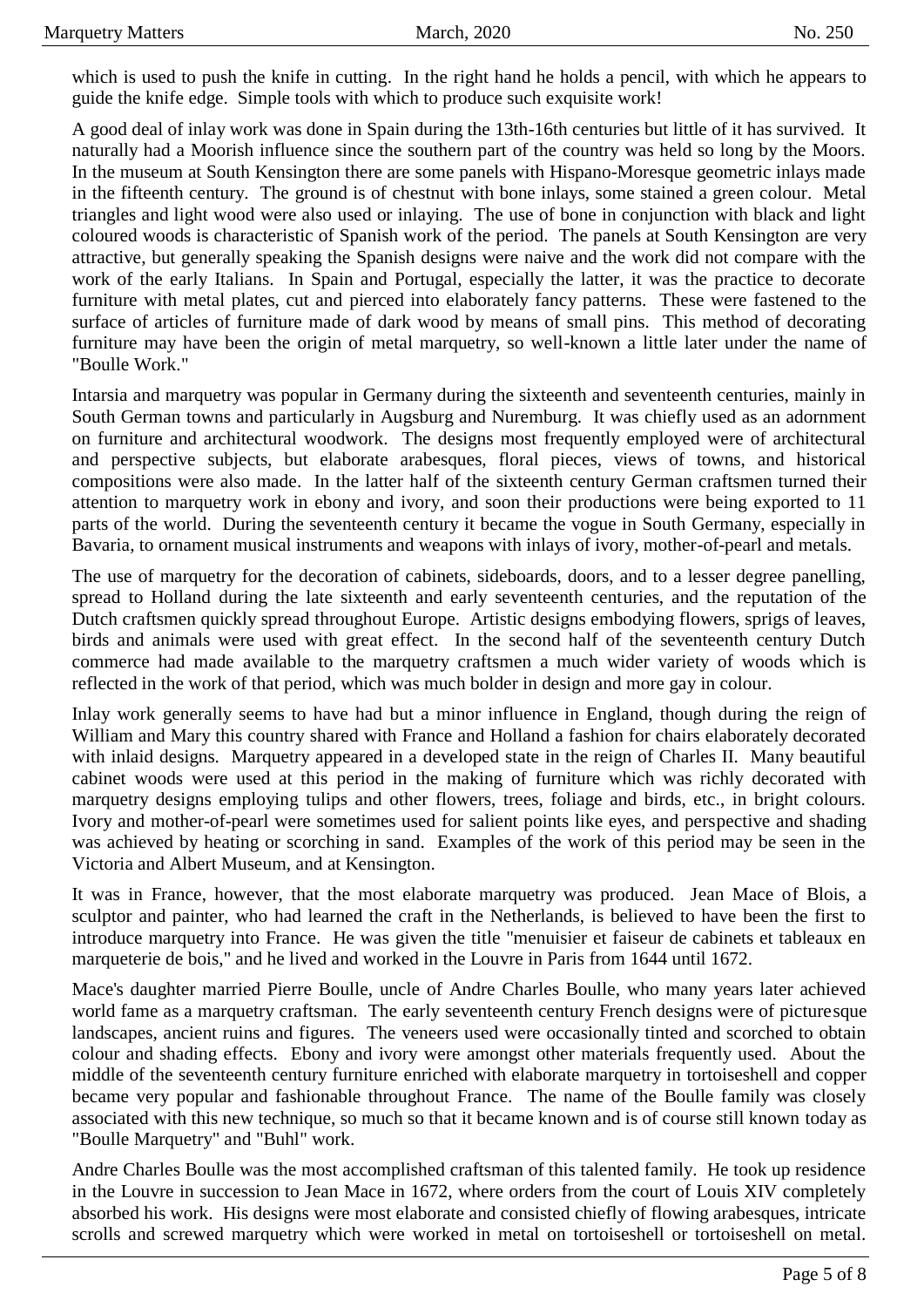which is used to push the knife in cutting. In the right hand he holds a pencil, with which he appears to guide the knife edge. Simple tools with which to produce such exquisite work!

A good deal of inlay work was done in Spain during the 13th-16th centuries but little of it has survived. It naturally had a Moorish influence since the southern part of the country was held so long by the Moors. In the museum at South Kensington there are some panels with Hispano-Moresque geometric inlays made in the fifteenth century. The ground is of chestnut with bone inlays, some stained a green colour. Metal triangles and light wood were also used or inlaying. The use of bone in conjunction with black and light coloured woods is characteristic of Spanish work of the period. The panels at South Kensington are very attractive, but generally speaking the Spanish designs were naive and the work did not compare with the work of the early Italians. In Spain and Portugal, especially the latter, it was the practice to decorate furniture with metal plates, cut and pierced into elaborately fancy patterns. These were fastened to the surface of articles of furniture made of dark wood by means of small pins. This method of decorating furniture may have been the origin of metal marquetry, so well-known a little later under the name of "Boulle Work."

Intarsia and marquetry was popular in Germany during the sixteenth and seventeenth centuries, mainly in South German towns and particularly in Augsburg and Nuremburg. It was chiefly used as an adornment on furniture and architectural woodwork. The designs most frequently employed were of architectural and perspective subjects, but elaborate arabesques, floral pieces, views of towns, and historical compositions were also made. In the latter half of the sixteenth century German craftsmen turned their attention to marquetry work in ebony and ivory, and soon their productions were being exported to 11 parts of the world. During the seventeenth century it became the vogue in South Germany, especially in Bavaria, to ornament musical instruments and weapons with inlays of ivory, mother-of-pearl and metals.

The use of marquetry for the decoration of cabinets, sideboards, doors, and to a lesser degree panelling, spread to Holland during the late sixteenth and early seventeenth centuries, and the reputation of the Dutch craftsmen quickly spread throughout Europe. Artistic designs embodying flowers, sprigs of leaves, birds and animals were used with great effect. In the second half of the seventeenth century Dutch commerce had made available to the marquetry craftsmen a much wider variety of woods which is reflected in the work of that period, which was much bolder in design and more gay in colour.

Inlay work generally seems to have had but a minor influence in England, though during the reign of William and Mary this country shared with France and Holland a fashion for chairs elaborately decorated with inlaid designs. Marquetry appeared in a developed state in the reign of Charles II. Many beautiful cabinet woods were used at this period in the making of furniture which was richly decorated with marquetry designs employing tulips and other flowers, trees, foliage and birds, etc., in bright colours. Ivory and mother-of-pearl were sometimes used for salient points like eyes, and perspective and shading was achieved by heating or scorching in sand. Examples of the work of this period may be seen in the Victoria and Albert Museum, and at Kensington.

It was in France, however, that the most elaborate marquetry was produced. Jean Mace of Blois, a sculptor and painter, who had learned the craft in the Netherlands, is believed to have been the first to introduce marquetry into France. He was given the title "menuisier et faiseur de cabinets et tableaux en marqueterie de bois," and he lived and worked in the Louvre in Paris from 1644 until 1672.

Mace's daughter married Pierre Boulle, uncle of Andre Charles Boulle, who many years later achieved world fame as a marquetry craftsman. The early seventeenth century French designs were of picturesque landscapes, ancient ruins and figures. The veneers used were occasionally tinted and scorched to obtain colour and shading effects. Ebony and ivory were amongst other materials frequently used. About the middle of the seventeenth century furniture enriched with elaborate marquetry in tortoiseshell and copper became very popular and fashionable throughout France. The name of the Boulle family was closely associated with this new technique, so much so that it became known and is of course still known today as "Boulle Marquetry" and "Buhl" work.

Andre Charles Boulle was the most accomplished craftsman of this talented family. He took up residence in the Louvre in succession to Jean Mace in 1672, where orders from the court of Louis XIV completely absorbed his work. His designs were most elaborate and consisted chiefly of flowing arabesques, intricate scrolls and screwed marquetry which were worked in metal on tortoiseshell or tortoiseshell on metal.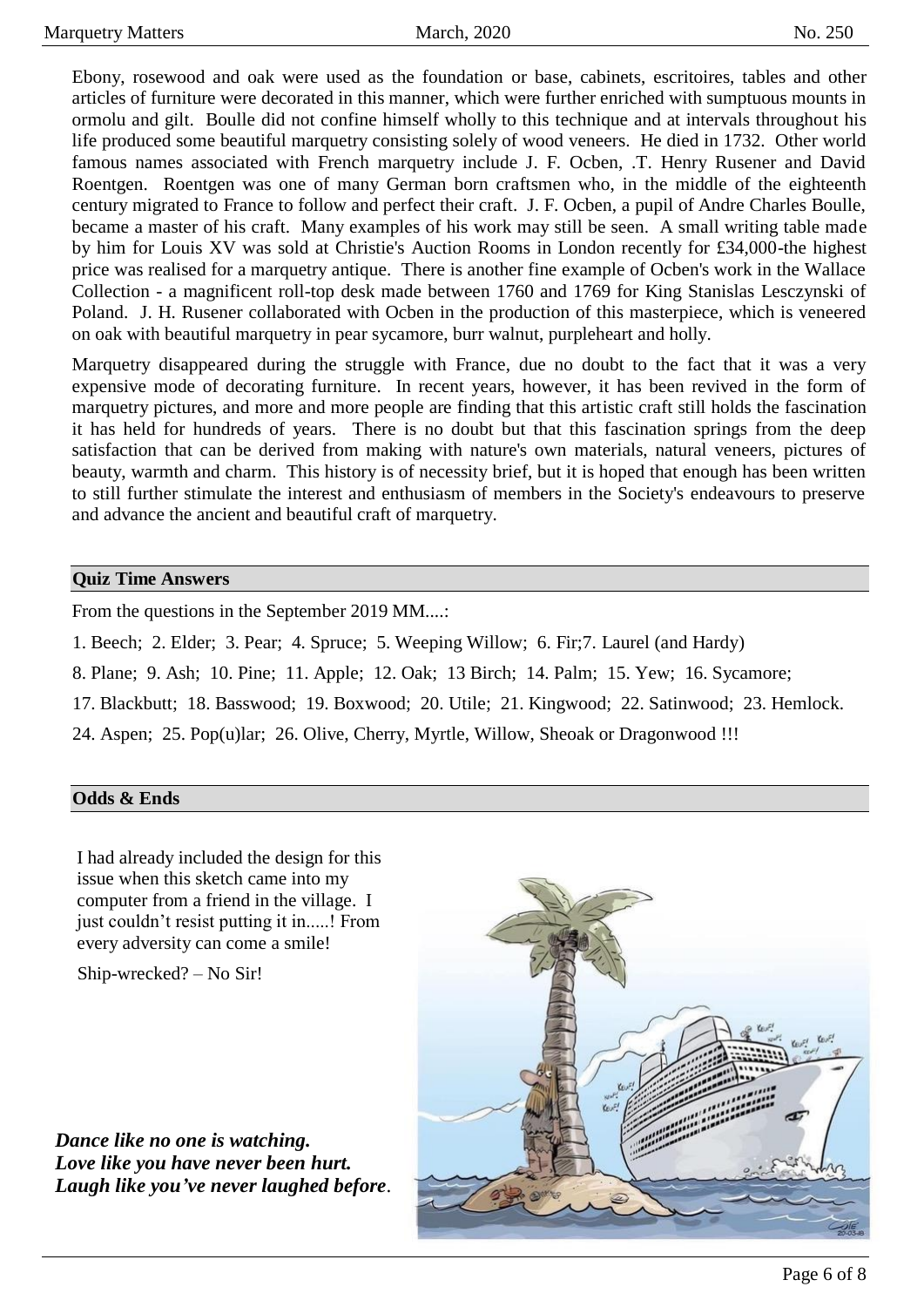Ebony, rosewood and oak were used as the foundation or base, cabinets, escritoires, tables and other articles of furniture were decorated in this manner, which were further enriched with sumptuous mounts in ormolu and gilt. Boulle did not confine himself wholly to this technique and at intervals throughout his life produced some beautiful marquetry consisting solely of wood veneers. He died in 1732. Other world famous names associated with French marquetry include J. F. Ocben, .T. Henry Rusener and David Roentgen. Roentgen was one of many German born craftsmen who, in the middle of the eighteenth century migrated to France to follow and perfect their craft. J. F. Ocben, a pupil of Andre Charles Boulle, became a master of his craft. Many examples of his work may still be seen. A small writing table made by him for Louis XV was sold at Christie's Auction Rooms in London recently for £34,000-the highest price was realised for a marquetry antique. There is another fine example of Ocben's work in the Wallace Collection - a magnificent roll-top desk made between 1760 and 1769 for King Stanislas Lesczynski of Poland. J. H. Rusener collaborated with Ocben in the production of this masterpiece, which is veneered on oak with beautiful marquetry in pear sycamore, burr walnut, purpleheart and holly.

Marquetry disappeared during the struggle with France, due no doubt to the fact that it was a very expensive mode of decorating furniture. In recent years, however, it has been revived in the form of marquetry pictures, and more and more people are finding that this artistic craft still holds the fascination it has held for hundreds of years. There is no doubt but that this fascination springs from the deep satisfaction that can be derived from making with nature's own materials, natural veneers, pictures of beauty, warmth and charm. This history is of necessity brief, but it is hoped that enough has been written to still further stimulate the interest and enthusiasm of members in the Society's endeavours to preserve and advance the ancient and beautiful craft of marquetry.

## Quiz Time Answers

From the questions in the September 2019 MM....:

1. Beech; 2. Elder; 3. Pear; 4. Spruce; 5. Weeping Willow; 6. Fir;7. Laurel (and Hardy)

8. Plane; 9. Ash; 10. Pine; 11. Apple; 12. Oak; 13 Birch; 14. Palm; 15. Yew; 16. Sycamore;

17. Blackbutt; 18. Basswood; 19. Boxwood; 20. Utile; 21. Kingwood; 22. Satinwood; 23. Hemlock.

24. Aspen; 25. Pop(u)lar; 26. Olive, Cherry, Myrtle, Willow, Sheoak or Dragonwood !!!

## Odds & Ends

I had already included the design for this issue when this sketch came into my computer from a friend in the village. I just couldn't resist putting it in.....! From every adversity can come a smile!

Ship-wrecked? – No Sir!

***Dance like no one is watching.***
***Love like you have never been hurt.***
***Laugh like you've never laughed before.***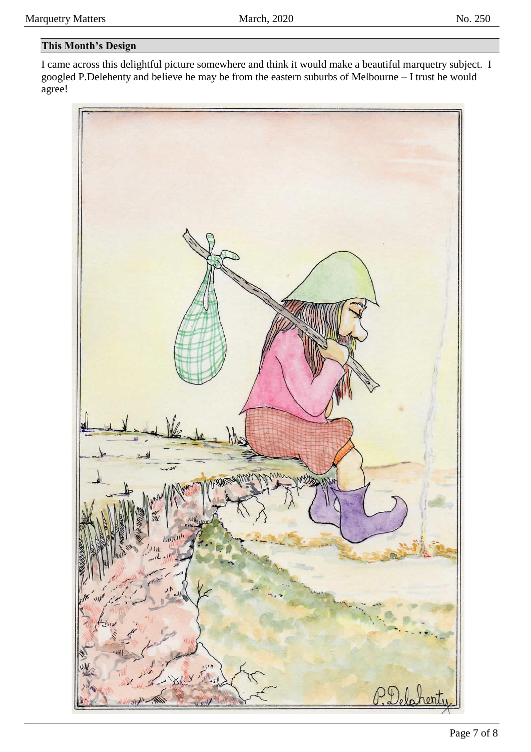## This Month's Design

I came across this delightful picture somewhere and think it would make a beautiful marquetry subject. I googled P.Delehenty and believe he may be from the eastern suburbs of Melbourne – I trust he would agree!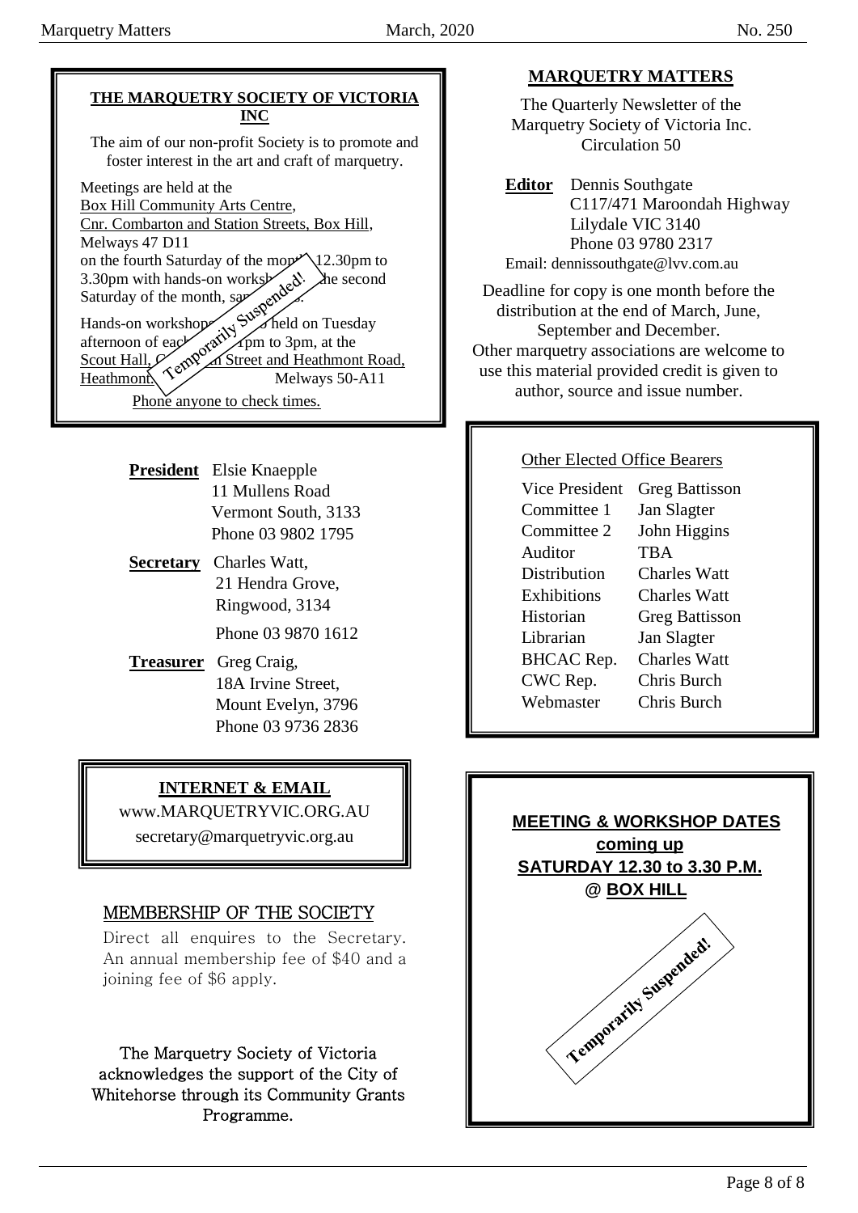**THE MARQUETRY SOCIETY OF VICTORIA INC**

The aim of our non-profit Society is to promote and foster interest in the art and craft of marquetry.

Meetings are held at the Box Hill Community Arts Centre, Cnr. Combarton and Station Streets, Box Hill, Melways 47 D11 on the fourth Saturday of the month 12.30pm to 3.30pm with hands-on workshops the second Saturday of the month, same times.

Hands-on workshops are held on Tuesday afternoon of each week 1pm to 3pm, at the Scout Hall, Corner Station Street and Heathmont Road, Heathmont. Melways 50-A11

Phone anyone to check times.

Temporarily Suspended!

**President** Elsie Knaepple
11 Mullens Road
Vermont South, 3133
Phone 03 9802 1795

**Secretary** Charles Watt,
21 Hendra Grove,
Ringwood, 3134
Phone 03 9870 1612

**Treasurer** Greg Craig,
18A Irvine Street,
Mount Evelyn, 3796
Phone 03 9736 2836

**INTERNET & EMAIL**

www.MARQUETRYVIC.ORG.AU

secretary@marquetryvic.org.au

## MEMBERSHIP OF THE SOCIETY

Direct all enquires to the Secretary. An annual membership fee of $40 and a joining fee of $6 apply.

The Marquetry Society of Victoria acknowledges the support of the City of Whitehorse through its Community Grants Programme.

**MARQUETRY MATTERS**

The Quarterly Newsletter of the Marquetry Society of Victoria Inc.
Circulation 50

**Editor** Dennis Southgate
C117/471 Maroondah Highway
Lilydale VIC 3140
Phone 03 9780 2317
Email: dennissouthgate@lvv.com.au

Deadline for copy is one month before the distribution at the end of March, June, September and December.
Other marquetry associations are welcome to use this material provided credit is given to author, source and issue number.

Other Elected Office Bearers

| | |
|---|---|
| Vice President | Greg Battisson |
| Committee 1 | Jan Slagter |
| Committee 2 | John Higgins |
| Auditor | TBA |
| Distribution | Charles Watt |
| Exhibitions | Charles Watt |
| Historian | Greg Battisson |
| Librarian | Jan Slagter |
| BHCAC Rep. | Charles Watt |
| CWC Rep. | Chris Burch |
| Webmaster | Chris Burch |

**MEETING & WORKSHOP DATES coming up SATURDAY 12.30 to 3.30 P.M. @ BOX HILL**

**Temporarily Suspended!**